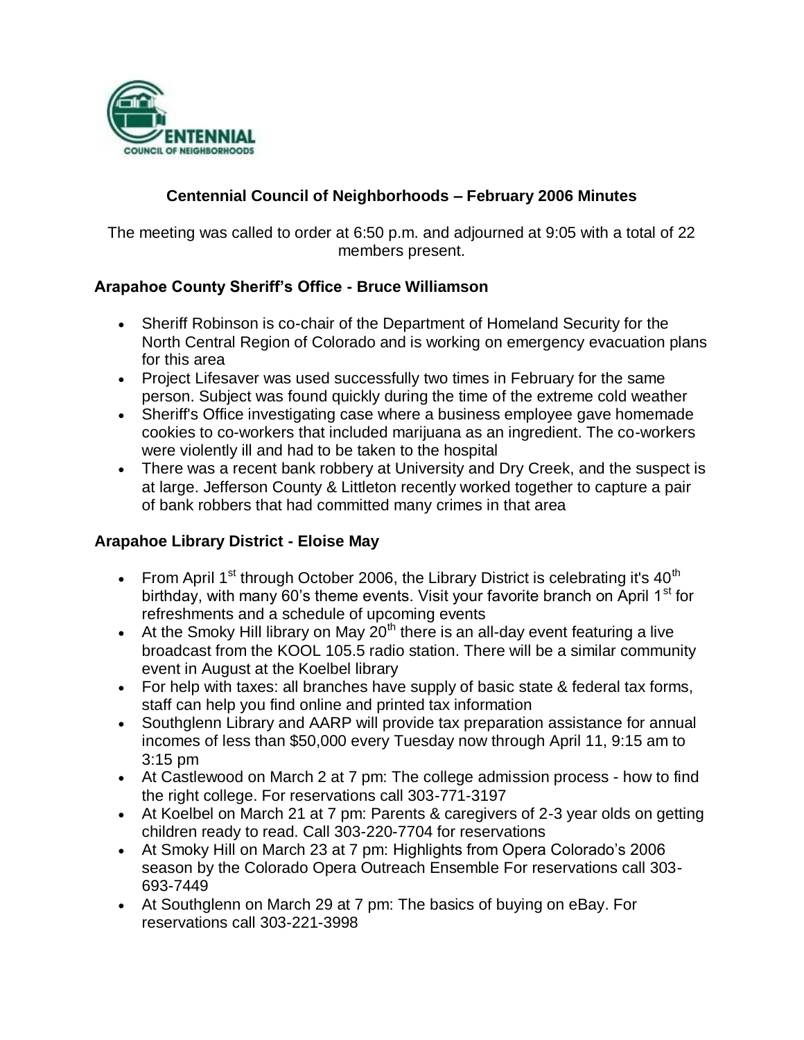# Centennial Council of Neighborhoods – February 2006 Minutes

The meeting was called to order at 6:50 p.m. and adjourned at 9:05 with a total of 22 members present.

## Arapahoe County Sheriff's Office - Bruce Williamson

- Sheriff Robinson is co-chair of the Department of Homeland Security for the North Central Region of Colorado and is working on emergency evacuation plans for this area
- Project Lifesaver was used successfully two times in February for the same person. Subject was found quickly during the time of the extreme cold weather
- Sheriff's Office investigating case where a business employee gave homemade cookies to co-workers that included marijuana as an ingredient. The co-workers were violently ill and had to be taken to the hospital
- There was a recent bank robbery at University and Dry Creek, and the suspect is at large. Jefferson County & Littleton recently worked together to capture a pair of bank robbers that had committed many crimes in that area

## Arapahoe Library District - Eloise May

- From April 1st through October 2006, the Library District is celebrating it's 40th birthday, with many 60's theme events. Visit your favorite branch on April 1st for refreshments and a schedule of upcoming events
- At the Smoky Hill library on May 20th there is an all-day event featuring a live broadcast from the KOOL 105.5 radio station. There will be a similar community event in August at the Koelbel library
- For help with taxes: all branches have supply of basic state & federal tax forms, staff can help you find online and printed tax information
- Southglenn Library and AARP will provide tax preparation assistance for annual incomes of less than $50,000 every Tuesday now through April 11, 9:15 am to 3:15 pm
- At Castlewood on March 2 at 7 pm: The college admission process - how to find the right college. For reservations call 303-771-3197
- At Koelbel on March 21 at 7 pm: Parents & caregivers of 2-3 year olds on getting children ready to read. Call 303-220-7704 for reservations
- At Smoky Hill on March 23 at 7 pm: Highlights from Opera Colorado's 2006 season by the Colorado Opera Outreach Ensemble For reservations call 303-693-7449
- At Southglenn on March 29 at 7 pm: The basics of buying on eBay. For reservations call 303-221-3998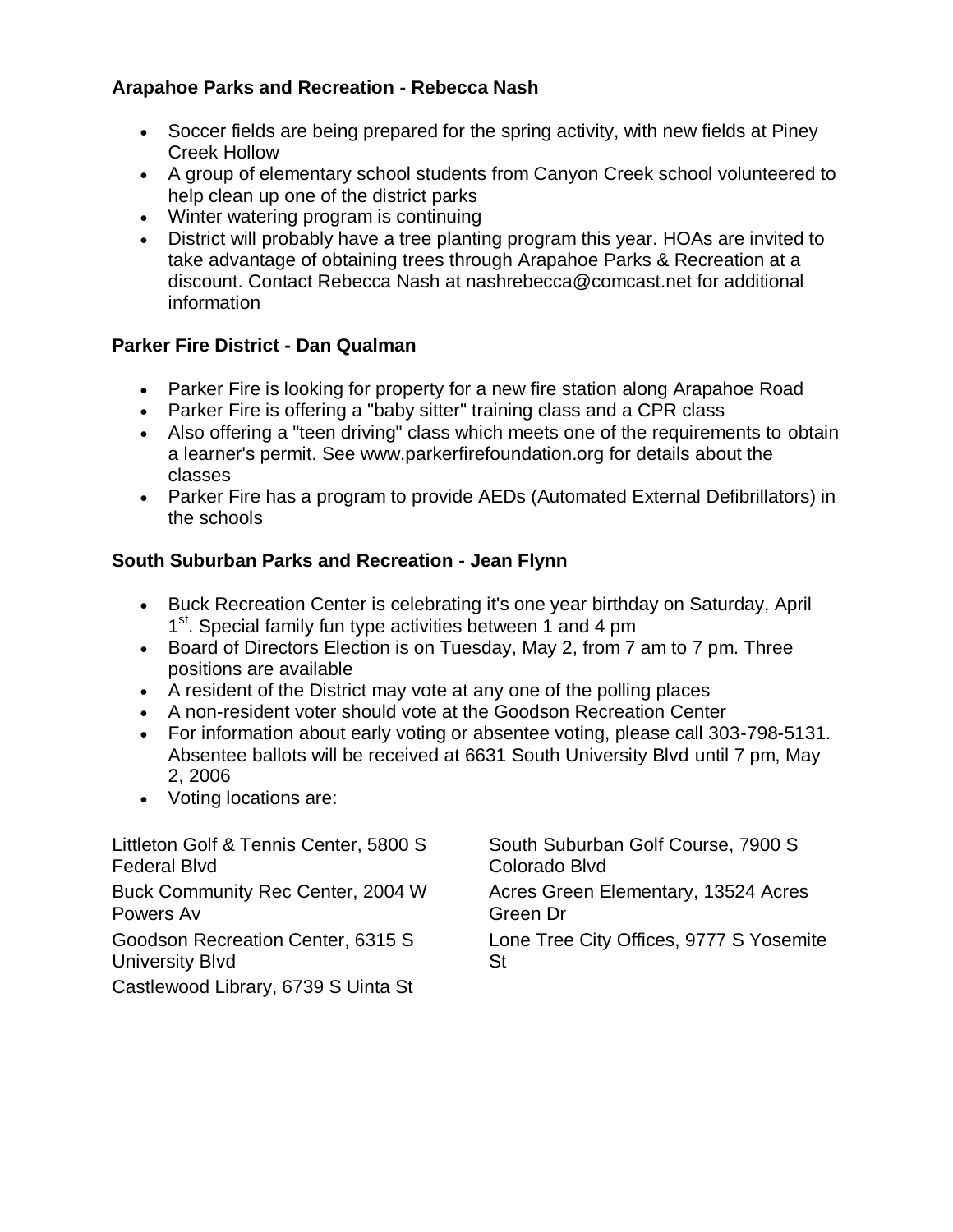**Arapahoe Parks and Recreation - Rebecca Nash**

- Soccer fields are being prepared for the spring activity, with new fields at Piney Creek Hollow
- A group of elementary school students from Canyon Creek school volunteered to help clean up one of the district parks
- Winter watering program is continuing
- District will probably have a tree planting program this year. HOAs are invited to take advantage of obtaining trees through Arapahoe Parks & Recreation at a discount. Contact Rebecca Nash at nashrebecca@comcast.net for additional information

**Parker Fire District - Dan Qualman**

- Parker Fire is looking for property for a new fire station along Arapahoe Road
- Parker Fire is offering a "baby sitter" training class and a CPR class
- Also offering a "teen driving" class which meets one of the requirements to obtain a learner's permit. See www.parkerfirefoundation.org for details about the classes
- Parker Fire has a program to provide AEDs (Automated External Defibrillators) in the schools

**South Suburban Parks and Recreation - Jean Flynn**

- Buck Recreation Center is celebrating it's one year birthday on Saturday, April 1st. Special family fun type activities between 1 and 4 pm
- Board of Directors Election is on Tuesday, May 2, from 7 am to 7 pm. Three positions are available
- A resident of the District may vote at any one of the polling places
- A non-resident voter should vote at the Goodson Recreation Center
- For information about early voting or absentee voting, please call 303-798-5131. Absentee ballots will be received at 6631 South University Blvd until 7 pm, May 2, 2006
- Voting locations are:

Littleton Golf & Tennis Center, 5800 S Federal Blvd

Buck Community Rec Center, 2004 W Powers Av

Goodson Recreation Center, 6315 S University Blvd

Castlewood Library, 6739 S Uinta St

South Suburban Golf Course, 7900 S Colorado Blvd

Acres Green Elementary, 13524 Acres Green Dr

Lone Tree City Offices, 9777 S Yosemite St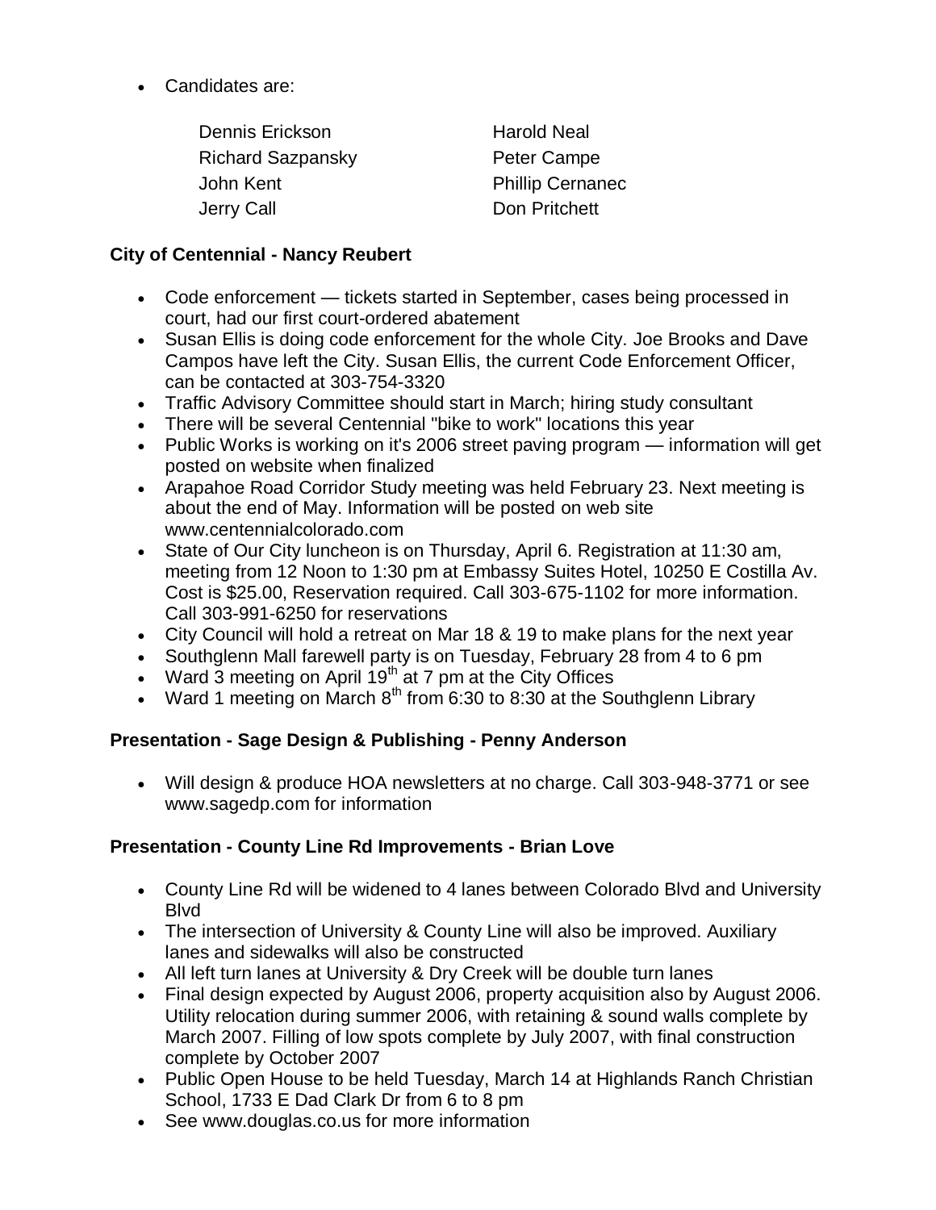- Candidates are:

  Dennis Erickson
  Richard Sazpansky
  John Kent
  Jerry Call
  Harold Neal
  Peter Campe
  Phillip Cernanec
  Don Pritchett

**City of Centennial - Nancy Reubert**

- Code enforcement — tickets started in September, cases being processed in court, had our first court-ordered abatement
- Susan Ellis is doing code enforcement for the whole City. Joe Brooks and Dave Campos have left the City. Susan Ellis, the current Code Enforcement Officer, can be contacted at 303-754-3320
- Traffic Advisory Committee should start in March; hiring study consultant
- There will be several Centennial "bike to work" locations this year
- Public Works is working on it's 2006 street paving program — information will get posted on website when finalized
- Arapahoe Road Corridor Study meeting was held February 23. Next meeting is about the end of May. Information will be posted on web site www.centennialcolorado.com
- State of Our City luncheon is on Thursday, April 6. Registration at 11:30 am, meeting from 12 Noon to 1:30 pm at Embassy Suites Hotel, 10250 E Costilla Av. Cost is $25.00, Reservation required. Call 303-675-1102 for more information. Call 303-991-6250 for reservations
- City Council will hold a retreat on Mar 18 & 19 to make plans for the next year
- Southglenn Mall farewell party is on Tuesday, February 28 from 4 to 6 pm
- Ward 3 meeting on April 19th at 7 pm at the City Offices
- Ward 1 meeting on March 8th from 6:30 to 8:30 at the Southglenn Library

**Presentation - Sage Design & Publishing - Penny Anderson**

- Will design & produce HOA newsletters at no charge. Call 303-948-3771 or see www.sagedp.com for information

**Presentation - County Line Rd Improvements - Brian Love**

- County Line Rd will be widened to 4 lanes between Colorado Blvd and University Blvd
- The intersection of University & County Line will also be improved. Auxiliary lanes and sidewalks will also be constructed
- All left turn lanes at University & Dry Creek will be double turn lanes
- Final design expected by August 2006, property acquisition also by August 2006. Utility relocation during summer 2006, with retaining & sound walls complete by March 2007. Filling of low spots complete by July 2007, with final construction complete by October 2007
- Public Open House to be held Tuesday, March 14 at Highlands Ranch Christian School, 1733 E Dad Clark Dr from 6 to 8 pm
- See www.douglas.co.us for more information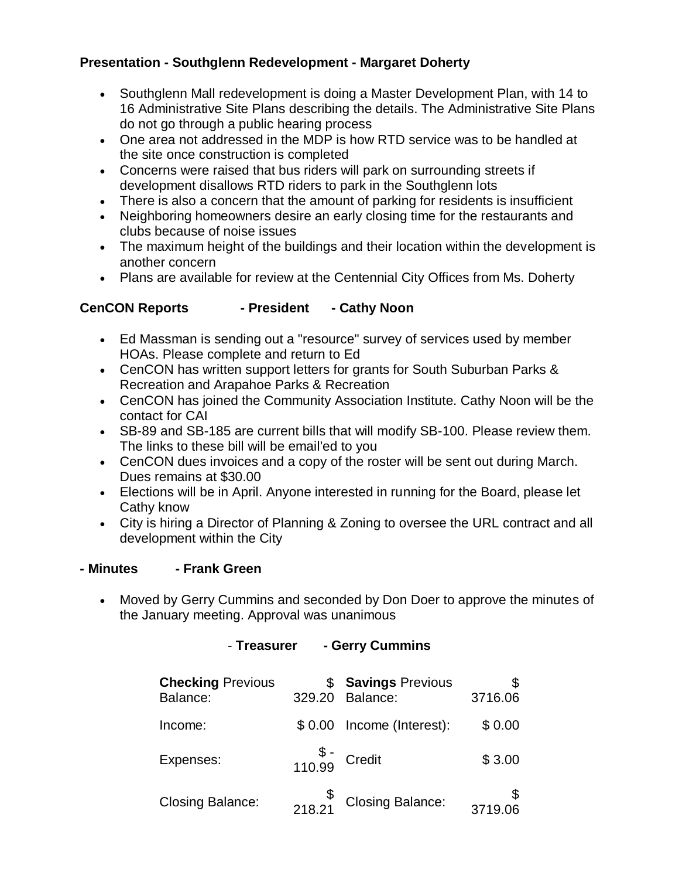**Presentation - Southglenn Redevelopment - Margaret Doherty**

- Southglenn Mall redevelopment is doing a Master Development Plan, with 14 to 16 Administrative Site Plans describing the details. The Administrative Site Plans do not go through a public hearing process
- One area not addressed in the MDP is how RTD service was to be handled at the site once construction is completed
- Concerns were raised that bus riders will park on surrounding streets if development disallows RTD riders to park in the Southglenn lots
- There is also a concern that the amount of parking for residents is insufficient
- Neighboring homeowners desire an early closing time for the restaurants and clubs because of noise issues
- The maximum height of the buildings and their location within the development is another concern
- Plans are available for review at the Centennial City Offices from Ms. Doherty

**CenCON Reports - President - Cathy Noon**

- Ed Massman is sending out a "resource" survey of services used by member HOAs. Please complete and return to Ed
- CenCON has written support letters for grants for South Suburban Parks & Recreation and Arapahoe Parks & Recreation
- CenCON has joined the Community Association Institute. Cathy Noon will be the contact for CAI
- SB-89 and SB-185 are current bills that will modify SB-100. Please review them. The links to these bill will be email'ed to you
- CenCON dues invoices and a copy of the roster will be sent out during March. Dues remains at $30.00
- Elections will be in April. Anyone interested in running for the Board, please let Cathy know
- City is hiring a Director of Planning & Zoning to oversee the URL contract and all development within the City

**- Minutes - Frank Green**

- Moved by Gerry Cummins and seconded by Don Doer to approve the minutes of the January meeting. Approval was unanimous

**- Treasurer - Gerry Cummins**

| **Checking** Previous Balance: | $ 329.20 | **Savings** Previous Balance: | $ 3716.06 |
|---|---|---|---|
| Income: | $ 0.00 | Income (Interest): | $ 0.00 |
| Expenses: | $ - 110.99 | Credit | $ 3.00 |
| Closing Balance: | $ 218.21 | Closing Balance: | $ 3719.06 |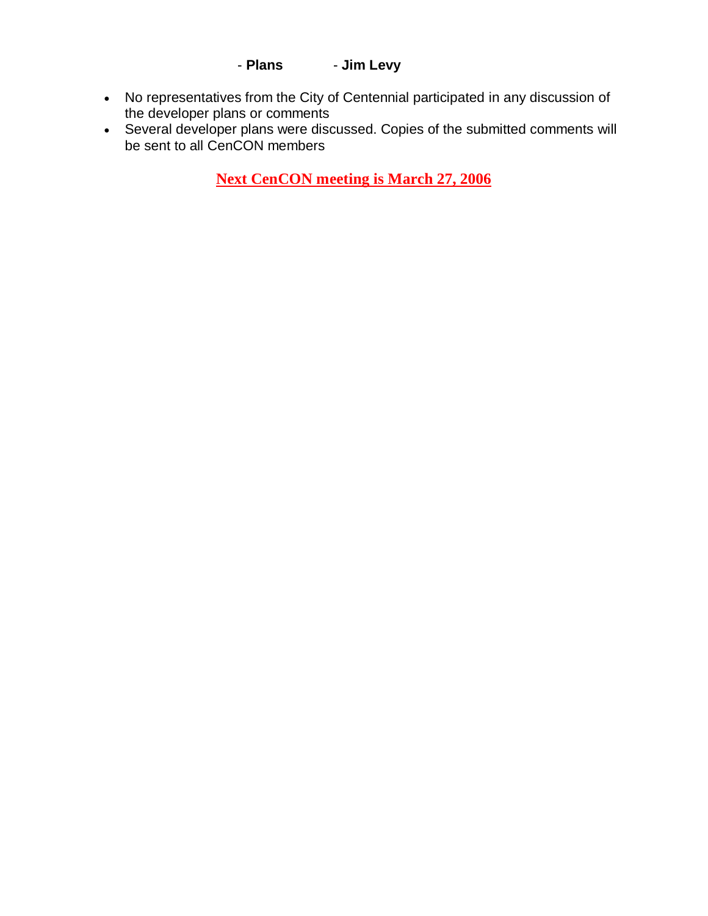- **Plans** - **Jim Levy**

- No representatives from the City of Centennial participated in any discussion of the developer plans or comments
- Several developer plans were discussed. Copies of the submitted comments will be sent to all CenCON members

**Next CenCON meeting is March 27, 2006**